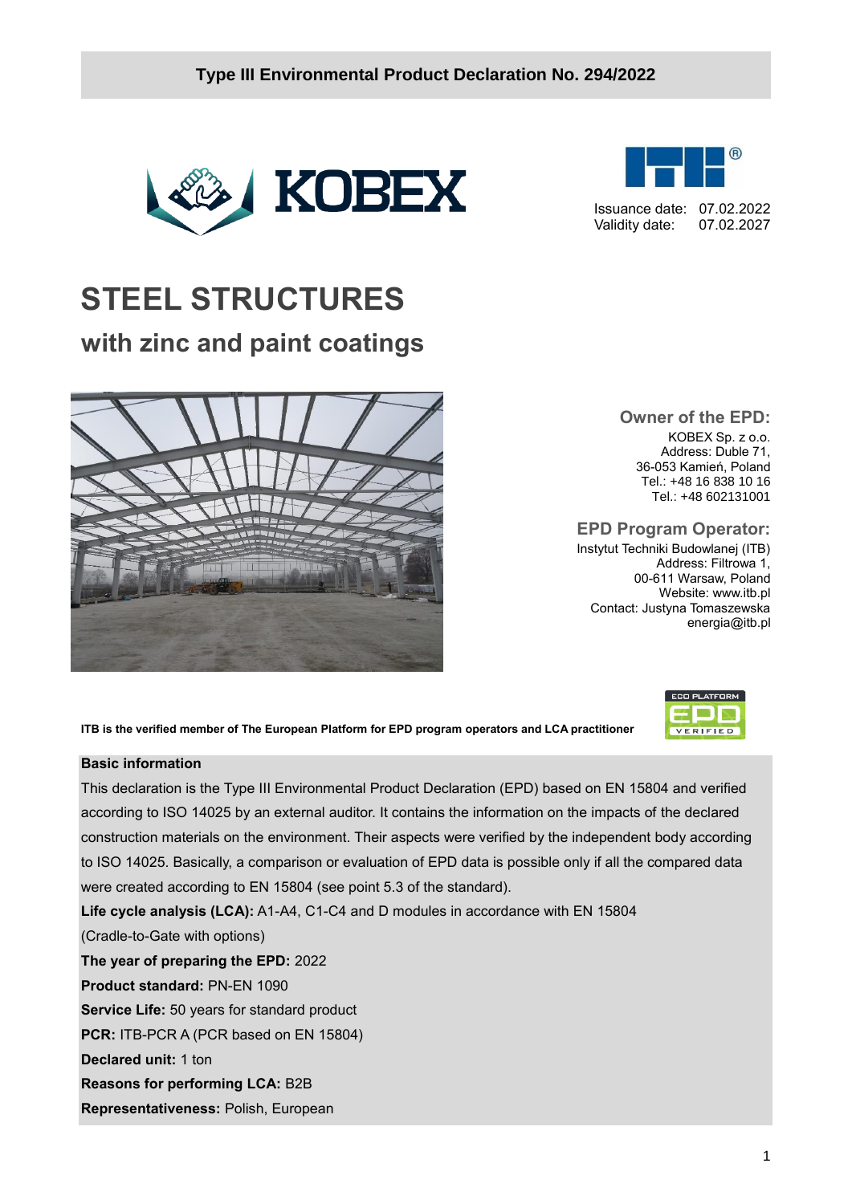**Type III Environmental Product Declaration No. 294/2022**

Issuance date: 07.02.2022
Validity date: 07.02.2027

# STEEL STRUCTURES

## with zinc and paint coatings

### Owner of the EPD:

KOBEX Sp. z o.o.
Address: Duble 71,
36-053 Kamień, Poland
Tel.: +48 16 838 10 16
Tel.: +48 602131001

### EPD Program Operator:

Instytut Techniki Budowlanej (ITB)
Address: Filtrowa 1,
00-611 Warsaw, Poland
Website: www.itb.pl
Contact: Justyna Tomaszewska
energia@itb.pl

**ITB is the verified member of The European Platform for EPD program operators and LCA practitioner**

**Basic information**

This declaration is the Type III Environmental Product Declaration (EPD) based on EN 15804 and verified according to ISO 14025 by an external auditor. It contains the information on the impacts of the declared construction materials on the environment. Their aspects were verified by the independent body according to ISO 14025. Basically, a comparison or evaluation of EPD data is possible only if all the compared data were created according to EN 15804 (see point 5.3 of the standard).

**Life cycle analysis (LCA):** A1-A4, C1-C4 and D modules in accordance with EN 15804 (Cradle-to-Gate with options)

**The year of preparing the EPD:** 2022

**Product standard:** PN-EN 1090

**Service Life:** 50 years for standard product

**PCR:** ITB-PCR A (PCR based on EN 15804)

**Declared unit:** 1 ton

**Reasons for performing LCA:** B2B

**Representativeness:** Polish, European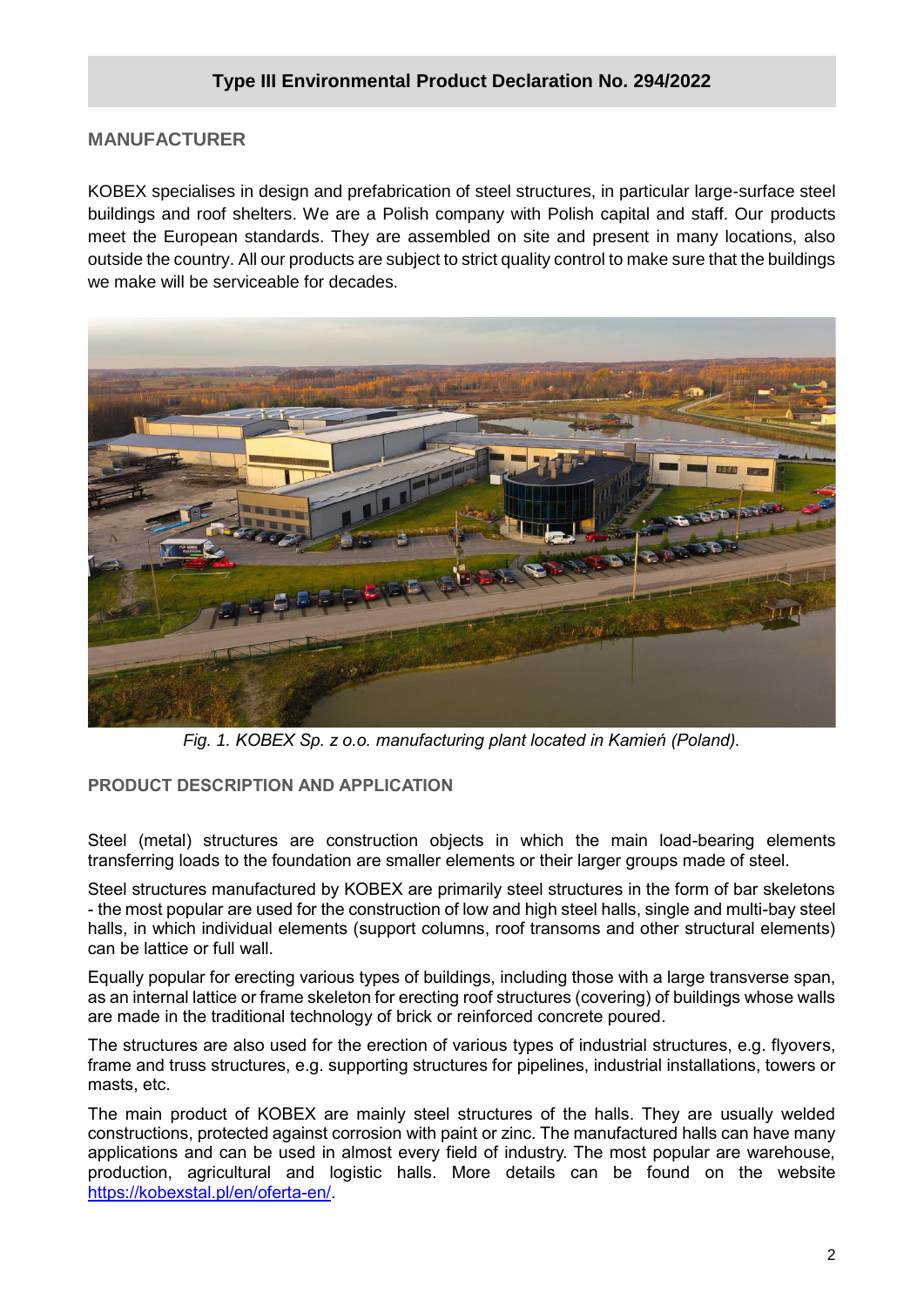## MANUFACTURER

KOBEX specialises in design and prefabrication of steel structures, in particular large-surface steel buildings and roof shelters. We are a Polish company with Polish capital and staff. Our products meet the European standards. They are assembled on site and present in many locations, also outside the country. All our products are subject to strict quality control to make sure that the buildings we make will be serviceable for decades.

*Fig. 1. KOBEX Sp. z o.o. manufacturing plant located in Kamień (Poland).*

## PRODUCT DESCRIPTION AND APPLICATION

Steel (metal) structures are construction objects in which the main load-bearing elements transferring loads to the foundation are smaller elements or their larger groups made of steel.

Steel structures manufactured by KOBEX are primarily steel structures in the form of bar skeletons - the most popular are used for the construction of low and high steel halls, single and multi-bay steel halls, in which individual elements (support columns, roof transoms and other structural elements) can be lattice or full wall.

Equally popular for erecting various types of buildings, including those with a large transverse span, as an internal lattice or frame skeleton for erecting roof structures (covering) of buildings whose walls are made in the traditional technology of brick or reinforced concrete poured.

The structures are also used for the erection of various types of industrial structures, e.g. flyovers, frame and truss structures, e.g. supporting structures for pipelines, industrial installations, towers or masts, etc.

The main product of KOBEX are mainly steel structures of the halls. They are usually welded constructions, protected against corrosion with paint or zinc. The manufactured halls can have many applications and can be used in almost every field of industry. The most popular are warehouse, production, agricultural and logistic halls. More details can be found on the website [https://kobexstal.pl/en/oferta-en/](https://kobexstal.pl/en/oferta-en/).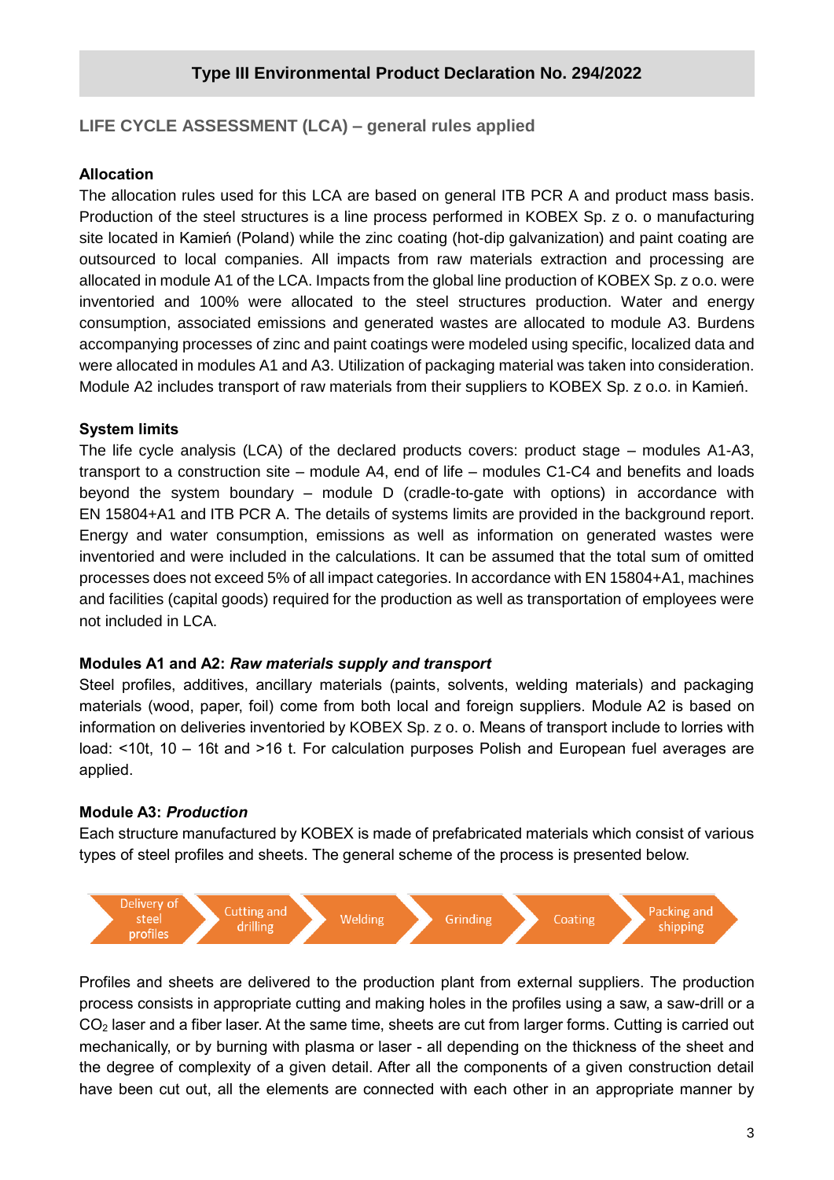## LIFE CYCLE ASSESSMENT (LCA) – general rules applied

### Allocation

The allocation rules used for this LCA are based on general ITB PCR A and product mass basis. Production of the steel structures is a line process performed in KOBEX Sp. z o. o manufacturing site located in Kamień (Poland) while the zinc coating (hot-dip galvanization) and paint coating are outsourced to local companies. All impacts from raw materials extraction and processing are allocated in module A1 of the LCA. Impacts from the global line production of KOBEX Sp. z o.o. were inventoried and 100% were allocated to the steel structures production. Water and energy consumption, associated emissions and generated wastes are allocated to module A3. Burdens accompanying processes of zinc and paint coatings were modeled using specific, localized data and were allocated in modules A1 and A3. Utilization of packaging material was taken into consideration. Module A2 includes transport of raw materials from their suppliers to KOBEX Sp. z o.o. in Kamień.

### System limits

The life cycle analysis (LCA) of the declared products covers: product stage – modules A1-A3, transport to a construction site – module A4, end of life – modules C1-C4 and benefits and loads beyond the system boundary – module D (cradle-to-gate with options) in accordance with EN 15804+A1 and ITB PCR A. The details of systems limits are provided in the background report. Energy and water consumption, emissions as well as information on generated wastes were inventoried and were included in the calculations. It can be assumed that the total sum of omitted processes does not exceed 5% of all impact categories. In accordance with EN 15804+A1, machines and facilities (capital goods) required for the production as well as transportation of employees were not included in LCA.

### Modules A1 and A2: *Raw materials supply and transport*

Steel profiles, additives, ancillary materials (paints, solvents, welding materials) and packaging materials (wood, paper, foil) come from both local and foreign suppliers. Module A2 is based on information on deliveries inventoried by KOBEX Sp. z o. o. Means of transport include to lorries with load: <10t, 10 – 16t and >16 t. For calculation purposes Polish and European fuel averages are applied.

### Module A3: *Production*

Each structure manufactured by KOBEX is made of prefabricated materials which consist of various types of steel profiles and sheets. The general scheme of the process is presented below.

Delivery of steel profiles → Cutting and drilling → Welding → Grinding → Coating → Packing and shipping

Profiles and sheets are delivered to the production plant from external suppliers. The production process consists in appropriate cutting and making holes in the profiles using a saw, a saw-drill or a $CO_2$ laser and a fiber laser. At the same time, sheets are cut from larger forms. Cutting is carried out mechanically, or by burning with plasma or laser - all depending on the thickness of the sheet and the degree of complexity of a given detail. After all the components of a given construction detail have been cut out, all the elements are connected with each other in an appropriate manner by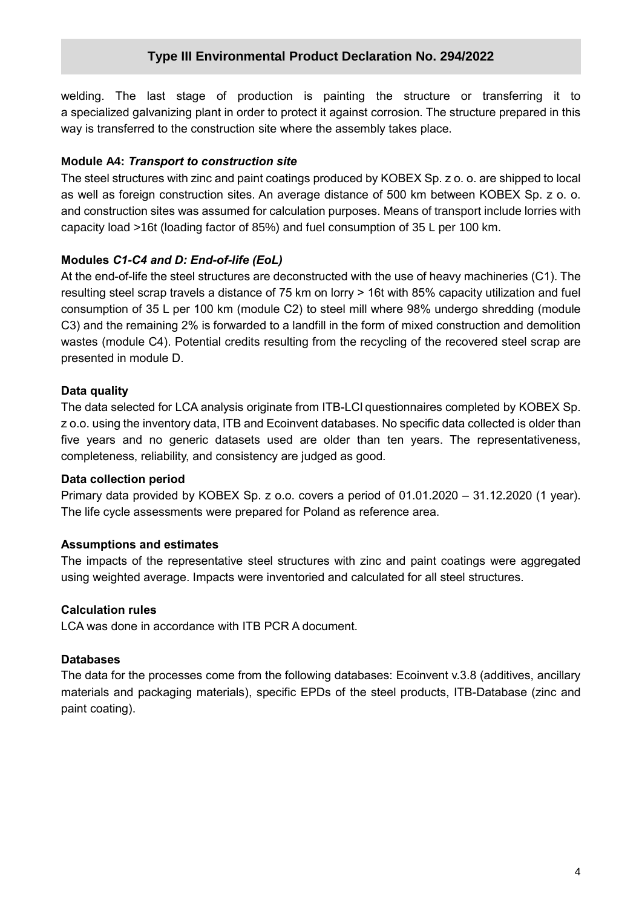welding. The last stage of production is painting the structure or transferring it to a specialized galvanizing plant in order to protect it against corrosion. The structure prepared in this way is transferred to the construction site where the assembly takes place.

**Module A4:** ***Transport to construction site***

The steel structures with zinc and paint coatings produced by KOBEX Sp. z o. o. are shipped to local as well as foreign construction sites. An average distance of 500 km between KOBEX Sp. z o. o. and construction sites was assumed for calculation purposes. Means of transport include lorries with capacity load >16t (loading factor of 85%) and fuel consumption of 35 L per 100 km.

**Modules** ***C1-C4 and D: End-of-life (EoL)***

At the end-of-life the steel structures are deconstructed with the use of heavy machineries (C1). The resulting steel scrap travels a distance of 75 km on lorry > 16t with 85% capacity utilization and fuel consumption of 35 L per 100 km (module C2) to steel mill where 98% undergo shredding (module C3) and the remaining 2% is forwarded to a landfill in the form of mixed construction and demolition wastes (module C4). Potential credits resulting from the recycling of the recovered steel scrap are presented in module D.

**Data quality**

The data selected for LCA analysis originate from ITB-LCI questionnaires completed by KOBEX Sp. z o.o. using the inventory data, ITB and Ecoinvent databases. No specific data collected is older than five years and no generic datasets used are older than ten years. The representativeness, completeness, reliability, and consistency are judged as good.

**Data collection period**

Primary data provided by KOBEX Sp. z o.o. covers a period of 01.01.2020 – 31.12.2020 (1 year). The life cycle assessments were prepared for Poland as reference area.

**Assumptions and estimates**

The impacts of the representative steel structures with zinc and paint coatings were aggregated using weighted average. Impacts were inventoried and calculated for all steel structures.

**Calculation rules**

LCA was done in accordance with ITB PCR A document.

**Databases**

The data for the processes come from the following databases: Ecoinvent v.3.8 (additives, ancillary materials and packaging materials), specific EPDs of the steel products, ITB-Database (zinc and paint coating).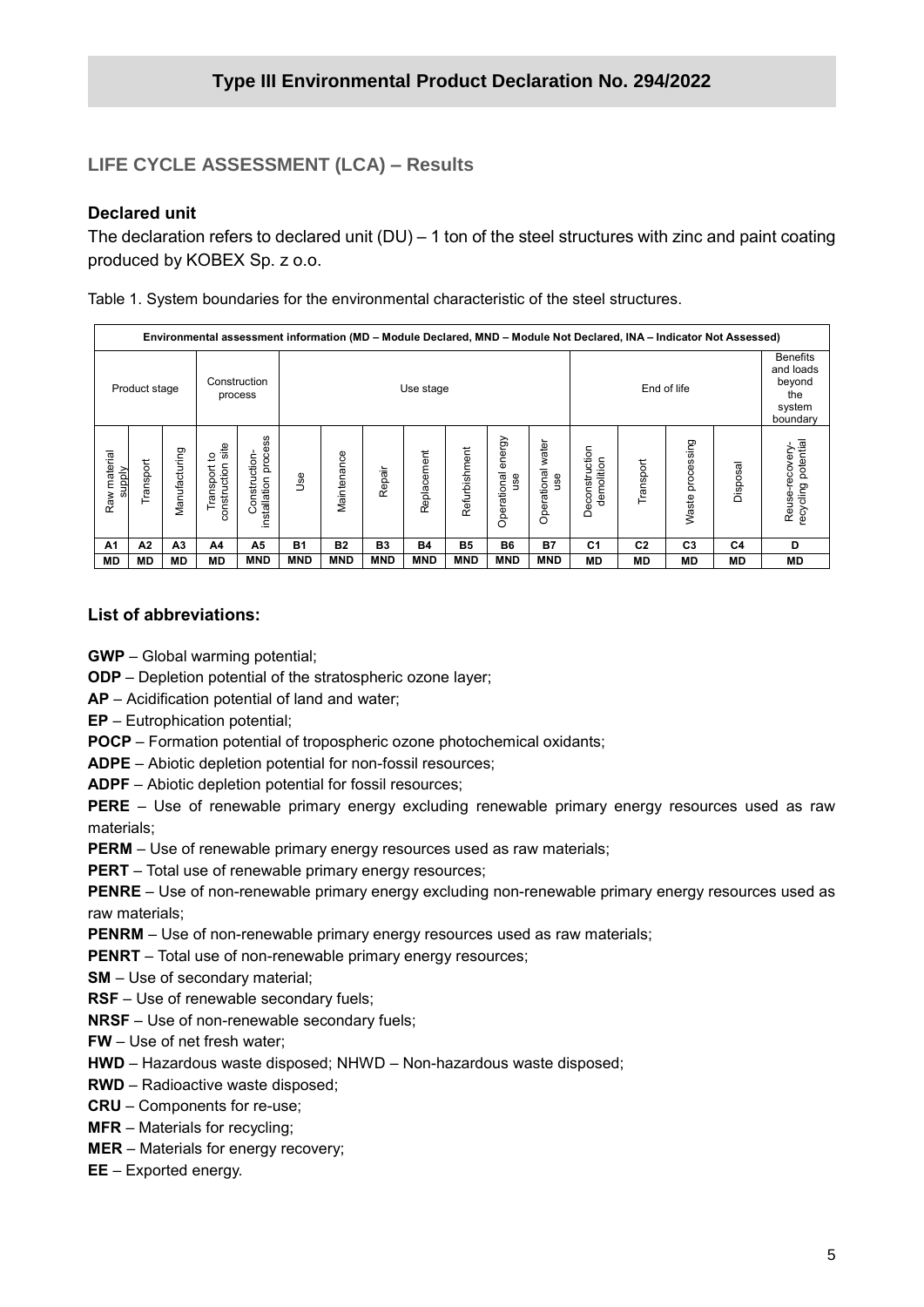## Type III Environmental Product Declaration No. 294/2022

### LIFE CYCLE ASSESSMENT (LCA) – Results

#### Declared unit

The declaration refers to declared unit (DU) – 1 ton of the steel structures with zinc and paint coating produced by KOBEX Sp. z o.o.

Table 1. System boundaries for the environmental characteristic of the steel structures.

| Environmental assessment information (MD – Module Declared, MND – Module Not Declared, INA – Indicator Not Assessed) | | | | | | | | | | | | | | | | |
|---|---|---|---|---|---|---|---|---|---|---|---|---|---|---|---|---|
| Product stage | | | Construction process | | Use stage | | | | | | | End of life | | | | Benefits and loads beyond the system boundary |
| Raw material supply | Transport | Manufacturing | Transport to construction site | Construction-installation process | Use | Maintenance | Repair | Replacement | Refurbishment | Operational energy use | Operational water use | Deconstruction demolition | Transport | Waste processing | Disposal | Reuse-recovery-recycling potential |
| A1 | A2 | A3 | A4 | A5 | B1 | B2 | B3 | B4 | B5 | B6 | B7 | C1 | C2 | C3 | C4 | D |
| MD | MD | MD | MD | MND | MND | MND | MND | MND | MND | MND | MND | MD | MD | MD | MD | MD |

#### List of abbreviations:

**GWP** – Global warming potential;

**ODP** – Depletion potential of the stratospheric ozone layer;

**AP** – Acidification potential of land and water;

**EP** – Eutrophication potential;

**POCP** – Formation potential of tropospheric ozone photochemical oxidants;

**ADPE** – Abiotic depletion potential for non-fossil resources;

**ADPF** – Abiotic depletion potential for fossil resources;

**PERE** – Use of renewable primary energy excluding renewable primary energy resources used as raw materials;

**PERM** – Use of renewable primary energy resources used as raw materials;

**PERT** – Total use of renewable primary energy resources;

**PENRE** – Use of non-renewable primary energy excluding non-renewable primary energy resources used as raw materials;

**PENRM** – Use of non-renewable primary energy resources used as raw materials;

**PENRT** – Total use of non-renewable primary energy resources;

**SM** – Use of secondary material;

**RSF** – Use of renewable secondary fuels;

**NRSF** – Use of non-renewable secondary fuels;

**FW** – Use of net fresh water;

**HWD** – Hazardous waste disposed; NHWD – Non-hazardous waste disposed;

**RWD** – Radioactive waste disposed;

**CRU** – Components for re-use;

**MFR** – Materials for recycling;

**MER** – Materials for energy recovery;

**EE** – Exported energy.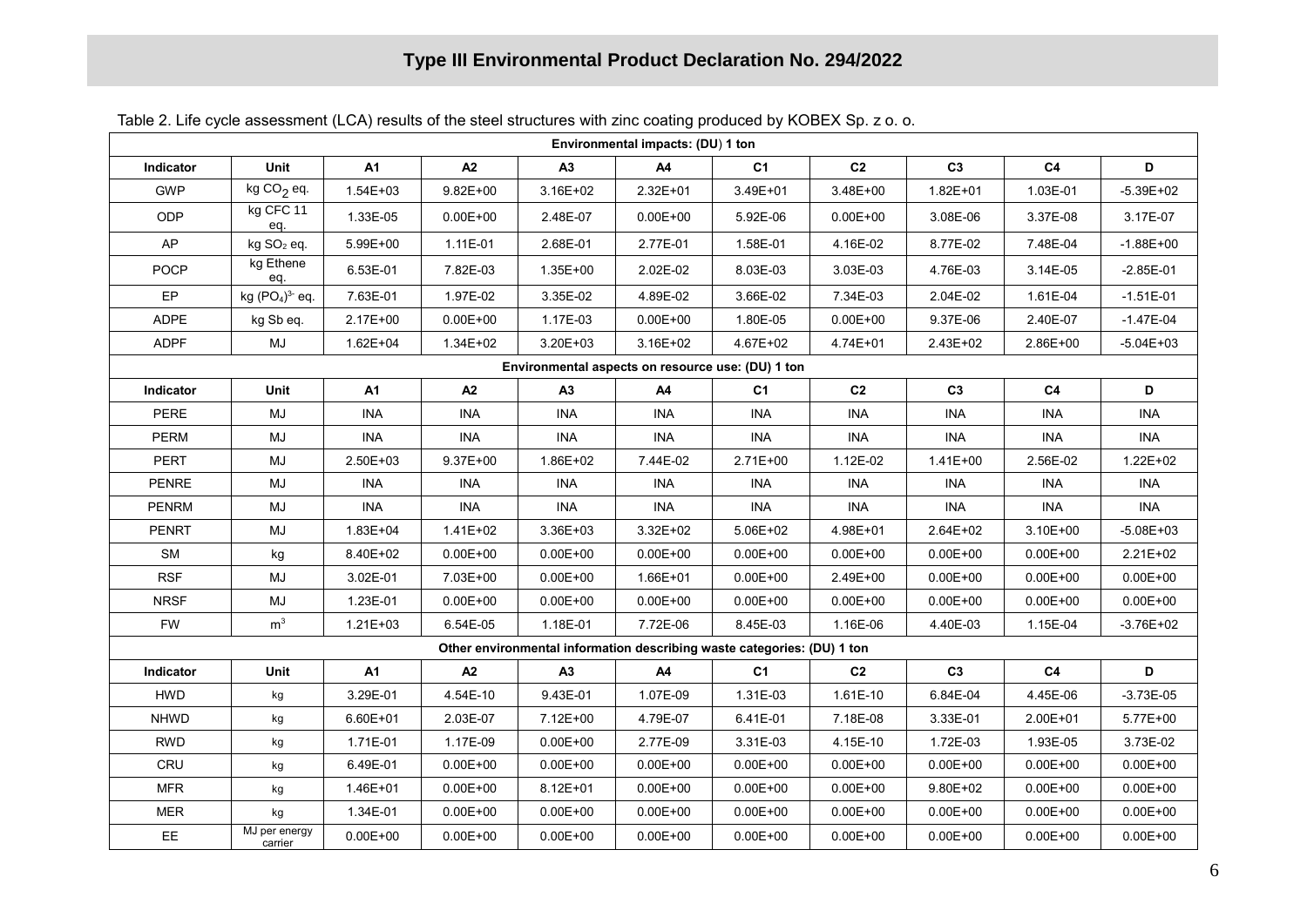# Type III Environmental Product Declaration No. 294/2022

Table 2. Life cycle assessment (LCA) results of the steel structures with zinc coating produced by KOBEX Sp. z o. o.

| Environmental impacts: (DU) 1 ton | | | | | | | | | | |
|---|---|---|---|---|---|---|---|---|---|---|
| **Indicator** | **Unit** | **A1** | **A2** | **A3** | **A4** | **C1** | **C2** | **C3** | **C4** | **D** |
| GWP | kg $CO_2$ eq. | 1.54E+03 | 9.82E+00 | 3.16E+02 | 2.32E+01 | 3.49E+01 | 3.48E+00 | 1.82E+01 | 1.03E-01 | -5.39E+02 |
| ODP | kg CFC 11 eq. | 1.33E-05 | 0.00E+00 | 2.48E-07 | 0.00E+00 | 5.92E-06 | 0.00E+00 | 3.08E-06 | 3.37E-08 | 3.17E-07 |
| AP | kg $SO_2$ eq. | 5.99E+00 | 1.11E-01 | 2.68E-01 | 2.77E-01 | 1.58E-01 | 4.16E-02 | 8.77E-02 | 7.48E-04 | -1.88E+00 |
| POCP | kg Ethene eq. | 6.53E-01 | 7.82E-03 | 1.35E+00 | 2.02E-02 | 8.03E-03 | 3.03E-03 | 4.76E-03 | 3.14E-05 | -2.85E-01 |
| EP | kg $(PO_4)^{3-}$ eq. | 7.63E-01 | 1.97E-02 | 3.35E-02 | 4.89E-02 | 3.66E-02 | 7.34E-03 | 2.04E-02 | 1.61E-04 | -1.51E-01 |
| ADPE | kg Sb eq. | 2.17E+00 | 0.00E+00 | 1.17E-03 | 0.00E+00 | 1.80E-05 | 0.00E+00 | 9.37E-06 | 2.40E-07 | -1.47E-04 |
| ADPF | MJ | 1.62E+04 | 1.34E+02 | 3.20E+03 | 3.16E+02 | 4.67E+02 | 4.74E+01 | 2.43E+02 | 2.86E+00 | -5.04E+03 |
| **Environmental aspects on resource use: (DU) 1 ton** | | | | | | | | | | |
| **Indicator** | **Unit** | **A1** | **A2** | **A3** | **A4** | **C1** | **C2** | **C3** | **C4** | **D** |
| PERE | MJ | INA | INA | INA | INA | INA | INA | INA | INA | INA |
| PERM | MJ | INA | INA | INA | INA | INA | INA | INA | INA | INA |
| PERT | MJ | 2.50E+03 | 9.37E+00 | 1.86E+02 | 7.44E-02 | 2.71E+00 | 1.12E-02 | 1.41E+00 | 2.56E-02 | 1.22E+02 |
| PENRE | MJ | INA | INA | INA | INA | INA | INA | INA | INA | INA |
| PENRM | MJ | INA | INA | INA | INA | INA | INA | INA | INA | INA |
| PENRT | MJ | 1.83E+04 | 1.41E+02 | 3.36E+03 | 3.32E+02 | 5.06E+02 | 4.98E+01 | 2.64E+02 | 3.10E+00 | -5.08E+03 |
| SM | kg | 8.40E+02 | 0.00E+00 | 0.00E+00 | 0.00E+00 | 0.00E+00 | 0.00E+00 | 0.00E+00 | 0.00E+00 | 2.21E+02 |
| RSF | MJ | 3.02E-01 | 7.03E+00 | 0.00E+00 | 1.66E+01 | 0.00E+00 | 2.49E+00 | 0.00E+00 | 0.00E+00 | 0.00E+00 |
| NRSF | MJ | 1.23E-01 | 0.00E+00 | 0.00E+00 | 0.00E+00 | 0.00E+00 | 0.00E+00 | 0.00E+00 | 0.00E+00 | 0.00E+00 |
| FW | $m^3$ | 1.21E+03 | 6.54E-05 | 1.18E-01 | 7.72E-06 | 8.45E-03 | 1.16E-06 | 4.40E-03 | 1.15E-04 | -3.76E+02 |
| **Other environmental information describing waste categories: (DU) 1 ton** | | | | | | | | | | |
| **Indicator** | **Unit** | **A1** | **A2** | **A3** | **A4** | **C1** | **C2** | **C3** | **C4** | **D** |
| HWD | kg | 3.29E-01 | 4.54E-10 | 9.43E-01 | 1.07E-09 | 1.31E-03 | 1.61E-10 | 6.84E-04 | 4.45E-06 | -3.73E-05 |
| NHWD | kg | 6.60E+01 | 2.03E-07 | 7.12E+00 | 4.79E-07 | 6.41E-01 | 7.18E-08 | 3.33E-01 | 2.00E+01 | 5.77E+00 |
| RWD | kg | 1.71E-01 | 1.17E-09 | 0.00E+00 | 2.77E-09 | 3.31E-03 | 4.15E-10 | 1.72E-03 | 1.93E-05 | 3.73E-02 |
| CRU | kg | 6.49E-01 | 0.00E+00 | 0.00E+00 | 0.00E+00 | 0.00E+00 | 0.00E+00 | 0.00E+00 | 0.00E+00 | 0.00E+00 |
| MFR | kg | 1.46E+01 | 0.00E+00 | 8.12E+01 | 0.00E+00 | 0.00E+00 | 0.00E+00 | 9.80E+02 | 0.00E+00 | 0.00E+00 |
| MER | kg | 1.34E-01 | 0.00E+00 | 0.00E+00 | 0.00E+00 | 0.00E+00 | 0.00E+00 | 0.00E+00 | 0.00E+00 | 0.00E+00 |
| EE | MJ per energy carrier | 0.00E+00 | 0.00E+00 | 0.00E+00 | 0.00E+00 | 0.00E+00 | 0.00E+00 | 0.00E+00 | 0.00E+00 | 0.00E+00 |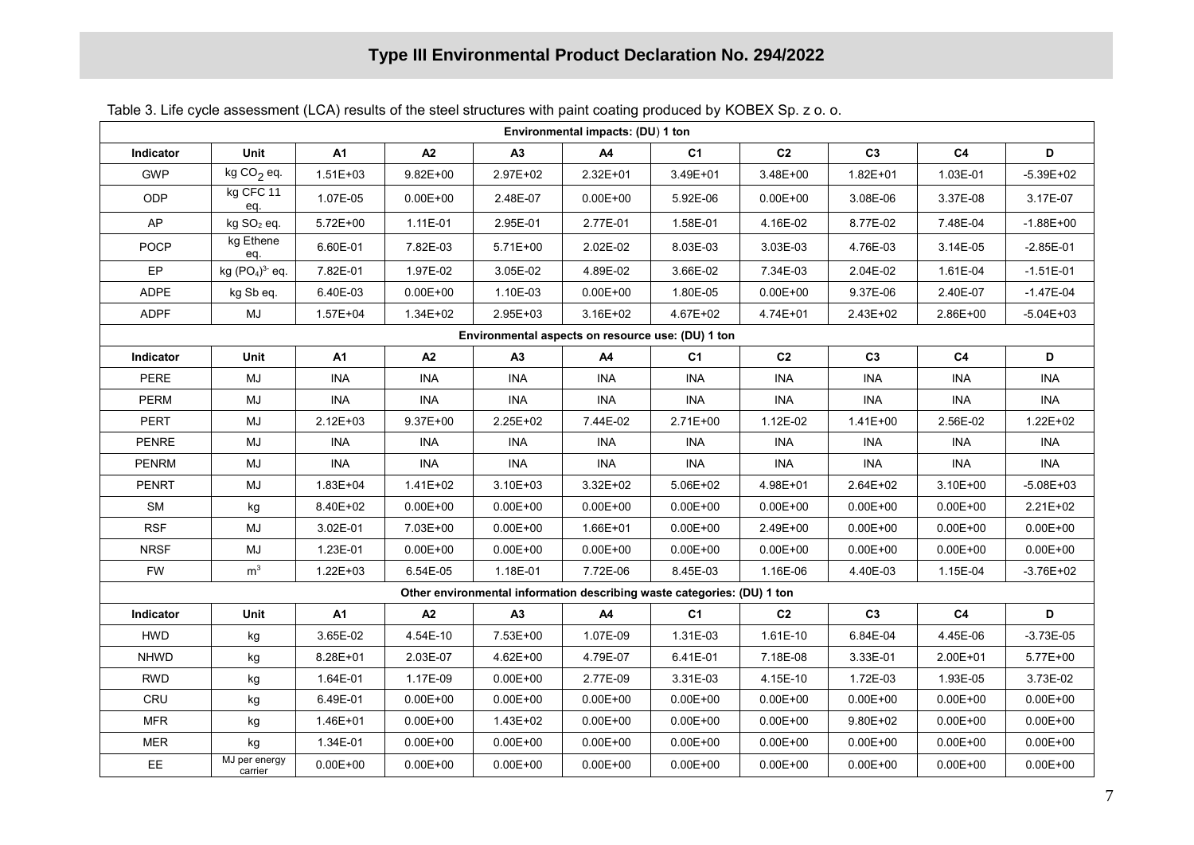Table 3. Life cycle assessment (LCA) results of the steel structures with paint coating produced by KOBEX Sp. z o. o.

| Environmental impacts: (DU) 1 ton | | | | | | | | | | |
|---|---|---|---|---|---|---|---|---|---|---|
| Indicator | Unit | A1 | A2 | A3 | A4 | C1 | C2 | C3 | C4 | D |
| GWP | kg $CO_2$ eq. | 1.51E+03 | 9.82E+00 | 2.97E+02 | 2.32E+01 | 3.49E+01 | 3.48E+00 | 1.82E+01 | 1.03E-01 | -5.39E+02 |
| ODP | kg CFC 11 eq. | 1.07E-05 | 0.00E+00 | 2.48E-07 | 0.00E+00 | 5.92E-06 | 0.00E+00 | 3.08E-06 | 3.37E-08 | 3.17E-07 |
| AP | kg $SO_2$ eq. | 5.72E+00 | 1.11E-01 | 2.95E-01 | 2.77E-01 | 1.58E-01 | 4.16E-02 | 8.77E-02 | 7.48E-04 | -1.88E+00 |
| POCP | kg Ethene eq. | 6.60E-01 | 7.82E-03 | 5.71E+00 | 2.02E-02 | 8.03E-03 | 3.03E-03 | 4.76E-03 | 3.14E-05 | -2.85E-01 |
| EP | kg $(PO_4)^{3-}$ eq. | 7.82E-01 | 1.97E-02 | 3.05E-02 | 4.89E-02 | 3.66E-02 | 7.34E-03 | 2.04E-02 | 1.61E-04 | -1.51E-01 |
| ADPE | kg Sb eq. | 6.40E-03 | 0.00E+00 | 1.10E-03 | 0.00E+00 | 1.80E-05 | 0.00E+00 | 9.37E-06 | 2.40E-07 | -1.47E-04 |
| ADPF | MJ | 1.57E+04 | 1.34E+02 | 2.95E+03 | 3.16E+02 | 4.67E+02 | 4.74E+01 | 2.43E+02 | 2.86E+00 | -5.04E+03 |
| **Environmental aspects on resource use: (DU) 1 ton** | | | | | | | | | | |
| Indicator | Unit | A1 | A2 | A3 | A4 | C1 | C2 | C3 | C4 | D |
| PERE | MJ | INA | INA | INA | INA | INA | INA | INA | INA | INA |
| PERM | MJ | INA | INA | INA | INA | INA | INA | INA | INA | INA |
| PERT | MJ | 2.12E+03 | 9.37E+00 | 2.25E+02 | 7.44E-02 | 2.71E+00 | 1.12E-02 | 1.41E+00 | 2.56E-02 | 1.22E+02 |
| PENRE | MJ | INA | INA | INA | INA | INA | INA | INA | INA | INA |
| PENRM | MJ | INA | INA | INA | INA | INA | INA | INA | INA | INA |
| PENRT | MJ | 1.83E+04 | 1.41E+02 | 3.10E+03 | 3.32E+02 | 5.06E+02 | 4.98E+01 | 2.64E+02 | 3.10E+00 | -5.08E+03 |
| SM | kg | 8.40E+02 | 0.00E+00 | 0.00E+00 | 0.00E+00 | 0.00E+00 | 0.00E+00 | 0.00E+00 | 0.00E+00 | 2.21E+02 |
| RSF | MJ | 3.02E-01 | 7.03E+00 | 0.00E+00 | 1.66E+01 | 0.00E+00 | 2.49E+00 | 0.00E+00 | 0.00E+00 | 0.00E+00 |
| NRSF | MJ | 1.23E-01 | 0.00E+00 | 0.00E+00 | 0.00E+00 | 0.00E+00 | 0.00E+00 | 0.00E+00 | 0.00E+00 | 0.00E+00 |
| FW | $m^3$ | 1.22E+03 | 6.54E-05 | 1.18E-01 | 7.72E-06 | 8.45E-03 | 1.16E-06 | 4.40E-03 | 1.15E-04 | -3.76E+02 |
| **Other environmental information describing waste categories: (DU) 1 ton** | | | | | | | | | | |
| Indicator | Unit | A1 | A2 | A3 | A4 | C1 | C2 | C3 | C4 | D |
| HWD | kg | 3.65E-02 | 4.54E-10 | 7.53E+00 | 1.07E-09 | 1.31E-03 | 1.61E-10 | 6.84E-04 | 4.45E-06 | -3.73E-05 |
| NHWD | kg | 8.28E+01 | 2.03E-07 | 4.62E+00 | 4.79E-07 | 6.41E-01 | 7.18E-08 | 3.33E-01 | 2.00E+01 | 5.77E+00 |
| RWD | kg | 1.64E-01 | 1.17E-09 | 0.00E+00 | 2.77E-09 | 3.31E-03 | 4.15E-10 | 1.72E-03 | 1.93E-05 | 3.73E-02 |
| CRU | kg | 6.49E-01 | 0.00E+00 | 0.00E+00 | 0.00E+00 | 0.00E+00 | 0.00E+00 | 0.00E+00 | 0.00E+00 | 0.00E+00 |
| MFR | kg | 1.46E+01 | 0.00E+00 | 1.43E+02 | 0.00E+00 | 0.00E+00 | 0.00E+00 | 9.80E+02 | 0.00E+00 | 0.00E+00 |
| MER | kg | 1.34E-01 | 0.00E+00 | 0.00E+00 | 0.00E+00 | 0.00E+00 | 0.00E+00 | 0.00E+00 | 0.00E+00 | 0.00E+00 |
| EE | MJ per energy carrier | 0.00E+00 | 0.00E+00 | 0.00E+00 | 0.00E+00 | 0.00E+00 | 0.00E+00 | 0.00E+00 | 0.00E+00 | 0.00E+00 |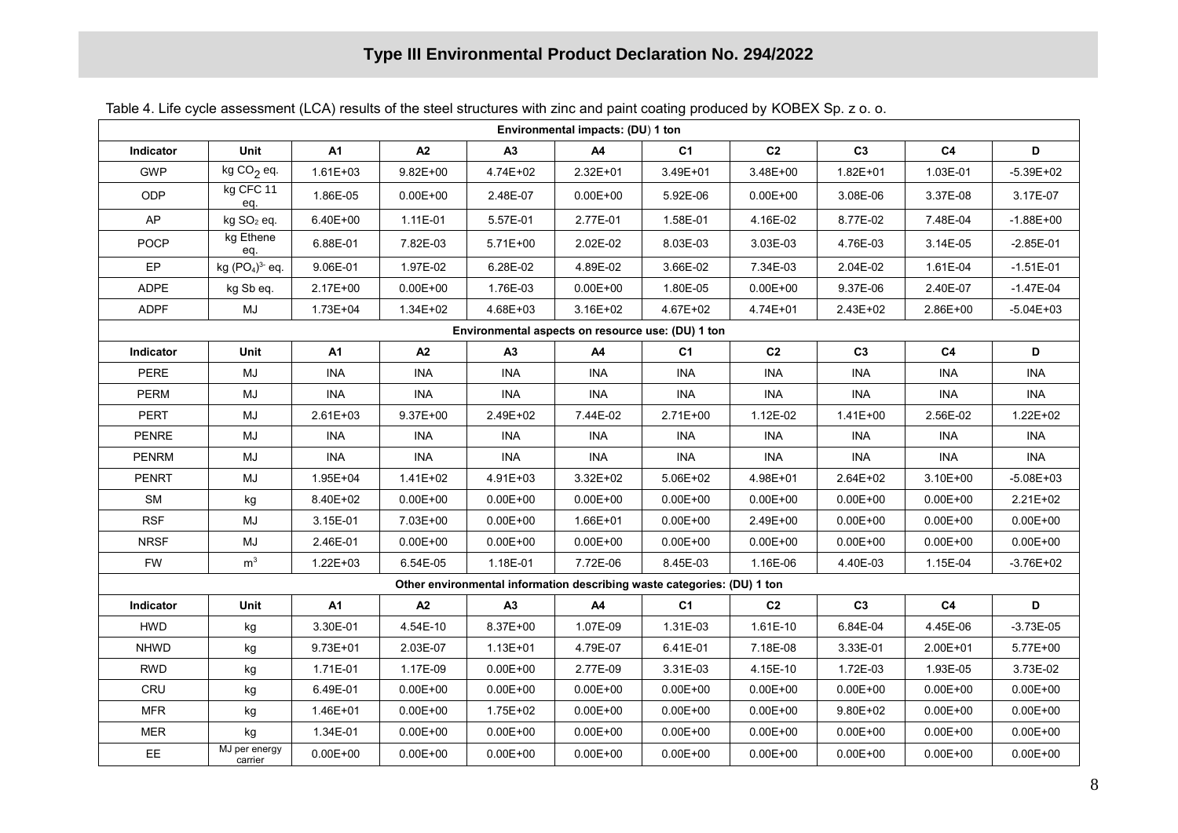Table 4. Life cycle assessment (LCA) results of the steel structures with zinc and paint coating produced by KOBEX Sp. z o. o.

| Environmental impacts: (DU) 1 ton | | | | | | | | | | |
|---|---|---|---|---|---|---|---|---|---|---|
| **Indicator** | **Unit** | **A1** | **A2** | **A3** | **A4** | **C1** | **C2** | **C3** | **C4** | **D** |
| GWP | kg $CO_2$ eq. | 1.61E+03 | 9.82E+00 | 4.74E+02 | 2.32E+01 | 3.49E+01 | 3.48E+00 | 1.82E+01 | 1.03E-01 | -5.39E+02 |
| ODP | kg CFC 11 eq. | 1.86E-05 | 0.00E+00 | 2.48E-07 | 0.00E+00 | 5.92E-06 | 0.00E+00 | 3.08E-06 | 3.37E-08 | 3.17E-07 |
| AP | kg $SO_2$ eq. | 6.40E+00 | 1.11E-01 | 5.57E-01 | 2.77E-01 | 1.58E-01 | 4.16E-02 | 8.77E-02 | 7.48E-04 | -1.88E+00 |
| POCP | kg Ethene eq. | 6.88E-01 | 7.82E-03 | 5.71E+00 | 2.02E-02 | 8.03E-03 | 3.03E-03 | 4.76E-03 | 3.14E-05 | -2.85E-01 |
| EP | kg $(PO_4)^{3-}$ eq. | 9.06E-01 | 1.97E-02 | 6.28E-02 | 4.89E-02 | 3.66E-02 | 7.34E-03 | 2.04E-02 | 1.61E-04 | -1.51E-01 |
| ADPE | kg Sb eq. | 2.17E+00 | 0.00E+00 | 1.76E-03 | 0.00E+00 | 1.80E-05 | 0.00E+00 | 9.37E-06 | 2.40E-07 | -1.47E-04 |
| ADPF | MJ | 1.73E+04 | 1.34E+02 | 4.68E+03 | 3.16E+02 | 4.67E+02 | 4.74E+01 | 2.43E+02 | 2.86E+00 | -5.04E+03 |
| **Environmental aspects on resource use: (DU) 1 ton** | | | | | | | | | | |
| **Indicator** | **Unit** | **A1** | **A2** | **A3** | **A4** | **C1** | **C2** | **C3** | **C4** | **D** |
| PERE | MJ | INA | INA | INA | INA | INA | INA | INA | INA | INA |
| PERM | MJ | INA | INA | INA | INA | INA | INA | INA | INA | INA |
| PERT | MJ | 2.61E+03 | 9.37E+00 | 2.49E+02 | 7.44E-02 | 2.71E+00 | 1.12E-02 | 1.41E+00 | 2.56E-02 | 1.22E+02 |
| PENRE | MJ | INA | INA | INA | INA | INA | INA | INA | INA | INA |
| PENRM | MJ | INA | INA | INA | INA | INA | INA | INA | INA | INA |
| PENRT | MJ | 1.95E+04 | 1.41E+02 | 4.91E+03 | 3.32E+02 | 5.06E+02 | 4.98E+01 | 2.64E+02 | 3.10E+00 | -5.08E+03 |
| SM | kg | 8.40E+02 | 0.00E+00 | 0.00E+00 | 0.00E+00 | 0.00E+00 | 0.00E+00 | 0.00E+00 | 0.00E+00 | 2.21E+02 |
| RSF | MJ | 3.15E-01 | 7.03E+00 | 0.00E+00 | 1.66E+01 | 0.00E+00 | 2.49E+00 | 0.00E+00 | 0.00E+00 | 0.00E+00 |
| NRSF | MJ | 2.46E-01 | 0.00E+00 | 0.00E+00 | 0.00E+00 | 0.00E+00 | 0.00E+00 | 0.00E+00 | 0.00E+00 | 0.00E+00 |
| FW | $m^3$ | 1.22E+03 | 6.54E-05 | 1.18E-01 | 7.72E-06 | 8.45E-03 | 1.16E-06 | 4.40E-03 | 1.15E-04 | -3.76E+02 |
| **Other environmental information describing waste categories: (DU) 1 ton** | | | | | | | | | | |
| **Indicator** | **Unit** | **A1** | **A2** | **A3** | **A4** | **C1** | **C2** | **C3** | **C4** | **D** |
| HWD | kg | 3.30E-01 | 4.54E-10 | 8.37E+00 | 1.07E-09 | 1.31E-03 | 1.61E-10 | 6.84E-04 | 4.45E-06 | -3.73E-05 |
| NHWD | kg | 9.73E+01 | 2.03E-07 | 1.13E+01 | 4.79E-07 | 6.41E-01 | 7.18E-08 | 3.33E-01 | 2.00E+01 | 5.77E+00 |
| RWD | kg | 1.71E-01 | 1.17E-09 | 0.00E+00 | 2.77E-09 | 3.31E-03 | 4.15E-10 | 1.72E-03 | 1.93E-05 | 3.73E-02 |
| CRU | kg | 6.49E-01 | 0.00E+00 | 0.00E+00 | 0.00E+00 | 0.00E+00 | 0.00E+00 | 0.00E+00 | 0.00E+00 | 0.00E+00 |
| MFR | kg | 1.46E+01 | 0.00E+00 | 1.75E+02 | 0.00E+00 | 0.00E+00 | 0.00E+00 | 9.80E+02 | 0.00E+00 | 0.00E+00 |
| MER | kg | 1.34E-01 | 0.00E+00 | 0.00E+00 | 0.00E+00 | 0.00E+00 | 0.00E+00 | 0.00E+00 | 0.00E+00 | 0.00E+00 |
| EE | MJ per energy carrier | 0.00E+00 | 0.00E+00 | 0.00E+00 | 0.00E+00 | 0.00E+00 | 0.00E+00 | 0.00E+00 | 0.00E+00 | 0.00E+00 |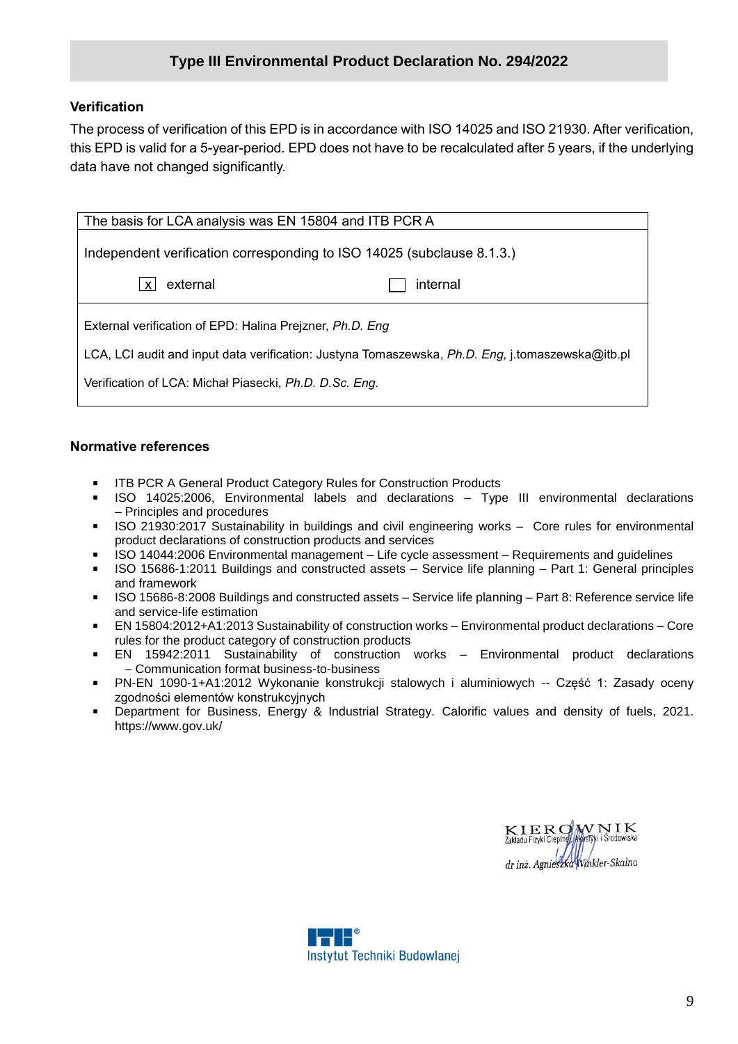## Type III Environmental Product Declaration No. 294/2022

### Verification

The process of verification of this EPD is in accordance with ISO 14025 and ISO 21930. After verification, this EPD is valid for a 5-year-period. EPD does not have to be recalculated after 5 years, if the underlying data have not changed significantly.

| The basis for LCA analysis was EN 15804 and ITB PCR A | |
|---|---|
| Independent verification corresponding to ISO 14025 (subclause 8.1.3.) | |
| [x] external | [ ] internal |
| External verification of EPD: Halina Prejzner, *Ph.D. Eng*<br>LCA, LCI audit and input data verification: Justyna Tomaszewska, *Ph.D. Eng,* j.tomaszewska@itb.pl<br>Verification of LCA: Michał Piasecki, *Ph.D. D.Sc. Eng.* | |

### Normative references

- ITB PCR A General Product Category Rules for Construction Products
- ISO 14025:2006, Environmental labels and declarations – Type III environmental declarations – Principles and procedures
- ISO 21930:2017 Sustainability in buildings and civil engineering works – Core rules for environmental product declarations of construction products and services
- ISO 14044:2006 Environmental management – Life cycle assessment – Requirements and guidelines
- ISO 15686-1:2011 Buildings and constructed assets – Service life planning – Part 1: General principles and framework
- ISO 15686-8:2008 Buildings and constructed assets – Service life planning – Part 8: Reference service life and service-life estimation
- EN 15804:2012+A1:2013 Sustainability of construction works – Environmental product declarations – Core rules for the product category of construction products
- EN 15942:2011 Sustainability of construction works – Environmental product declarations – Communication format business-to-business
- PN-EN 1090-1+A1:2012 Wykonanie konstrukcji stalowych i aluminiowych -- Część 1: Zasady oceny zgodności elementów konstrukcyjnych
- Department for Business, Energy & Industrial Strategy. Calorific values and density of fuels, 2021. https://www.gov.uk/

KIEROWNIK
Zakładu Fizyki Cieplnej, Akustyki i Środowiska

dr inż. Agnieszka Winkler-Skalna

Instytut Techniki Budowlanej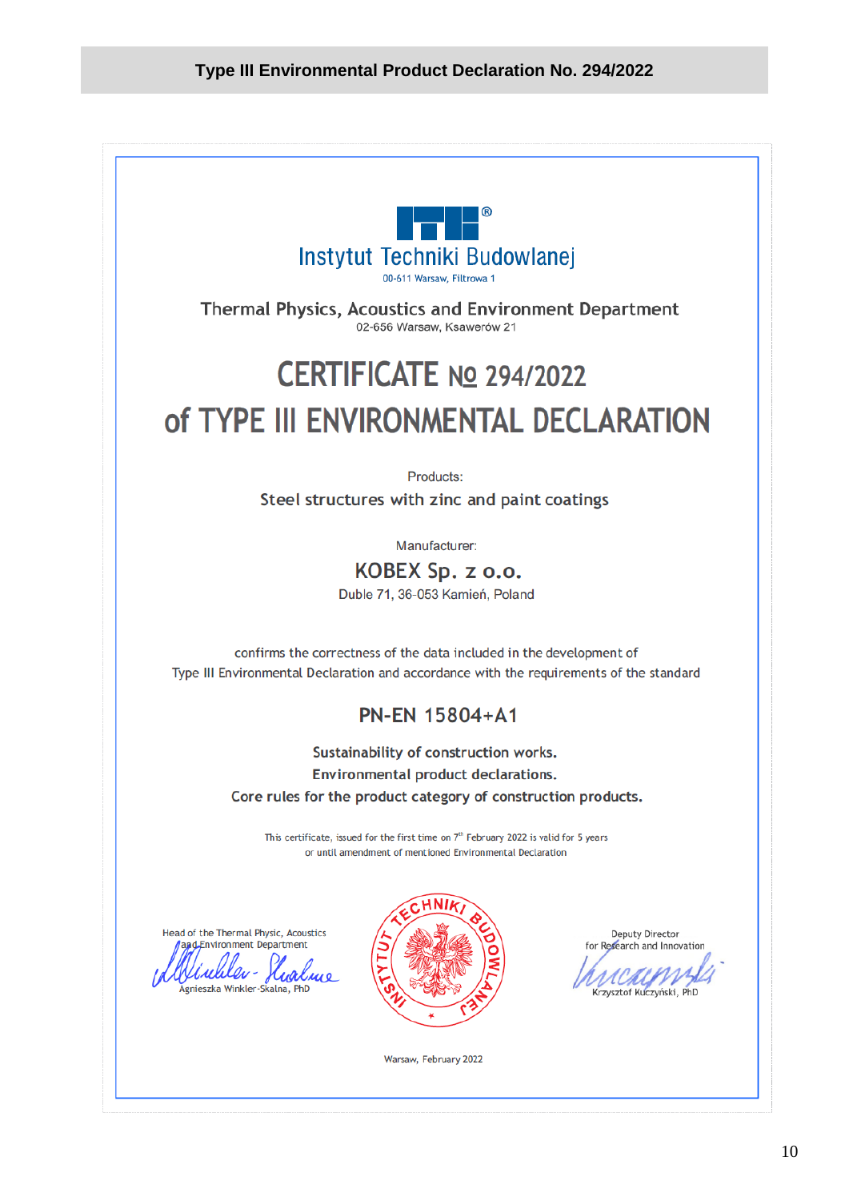Type III Environmental Product Declaration No. 294/2022

Instytut Techniki Budowlanej
00-611 Warsaw, Filtrowa 1

Thermal Physics, Acoustics and Environment Department
02-656 Warsaw, Ksawerów 21

# CERTIFICATE № 294/2022
# of TYPE III ENVIRONMENTAL DECLARATION

Products:

**Steel structures with zinc and paint coatings**

Manufacturer:

**KOBEX Sp. z o.o.**
Duble 71, 36-053 Kamień, Poland

confirms the correctness of the data included in the development of
Type III Environmental Declaration and accordance with the requirements of the standard

## PN-EN 15804+A1

**Sustainability of construction works.**
**Environmental product declarations.**
**Core rules for the product category of construction products.**

This certificate, issued for the first time on 7th February 2022 is valid for 5 years
or until amendment of mentioned Environmental Declaration

Head of the Thermal Physic, Acoustics
and Environment Department
Agnieszka Winkler-Skalna, PhD

Deputy Director
for Research and Innovation
Krzysztof Kuczyński, PhD

Warsaw, February 2022